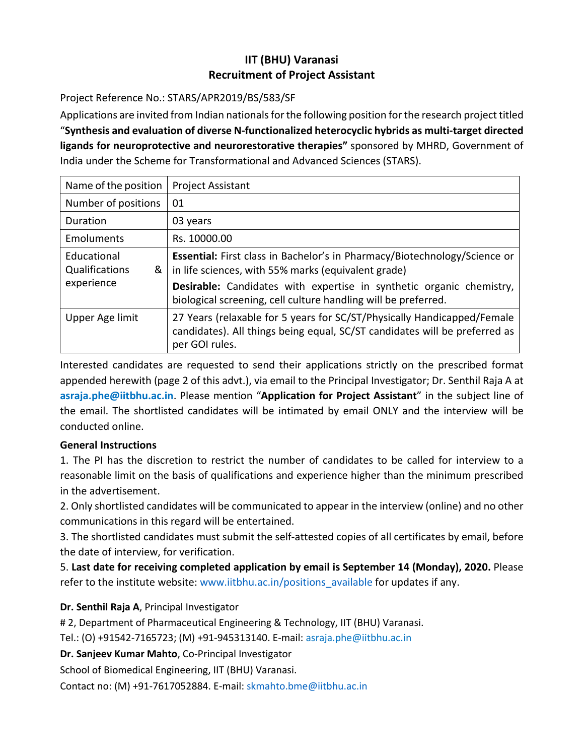# IIT (BHU) Varanasi
## Recruitment of Project Assistant

Project Reference No.: STARS/APR2019/BS/583/SF

Applications are invited from Indian nationals for the following position for the research project titled "**Synthesis and evaluation of diverse N-functionalized heterocyclic hybrids as multi-target directed ligands for neuroprotective and neurorestorative therapies"** sponsored by MHRD, Government of India under the Scheme for Transformational and Advanced Sciences (STARS).

| Name of the position | Project Assistant |
|---|---|
| Number of positions | 01 |
| Duration | 03 years |
| Emoluments | Rs. 10000.00 |
| Educational Qualifications & experience | **Essential:** First class in Bachelor's in Pharmacy/Biotechnology/Science or in life sciences, with 55% marks (equivalent grade)<br>**Desirable:** Candidates with expertise in synthetic organic chemistry, biological screening, cell culture handling will be preferred. |
| Upper Age limit | 27 Years (relaxable for 5 years for SC/ST/Physically Handicapped/Female candidates). All things being equal, SC/ST candidates will be preferred as per GOI rules. |

Interested candidates are requested to send their applications strictly on the prescribed format appended herewith (page 2 of this advt.), via email to the Principal Investigator; Dr. Senthil Raja A at **asraja.phe@iitbhu.ac.in**. Please mention "**Application for Project Assistant**" in the subject line of the email. The shortlisted candidates will be intimated by email ONLY and the interview will be conducted online.

**General Instructions**

1. The PI has the discretion to restrict the number of candidates to be called for interview to a reasonable limit on the basis of qualifications and experience higher than the minimum prescribed in the advertisement.
2. Only shortlisted candidates will be communicated to appear in the interview (online) and no other communications in this regard will be entertained.
3. The shortlisted candidates must submit the self-attested copies of all certificates by email, before the date of interview, for verification.
5. **Last date for receiving completed application by email is September 14 (Monday), 2020.** Please refer to the institute website: www.iitbhu.ac.in/positions_available for updates if any.

**Dr. Senthil Raja A**, Principal Investigator

# 2, Department of Pharmaceutical Engineering & Technology, IIT (BHU) Varanasi.

Tel.: (O) +91542-7165723; (M) +91-945313140. E-mail: asraja.phe@iitbhu.ac.in

**Dr. Sanjeev Kumar Mahto**, Co-Principal Investigator

School of Biomedical Engineering, IIT (BHU) Varanasi.

Contact no: (M) +91-7617052884. E-mail: skmahto.bme@iitbhu.ac.in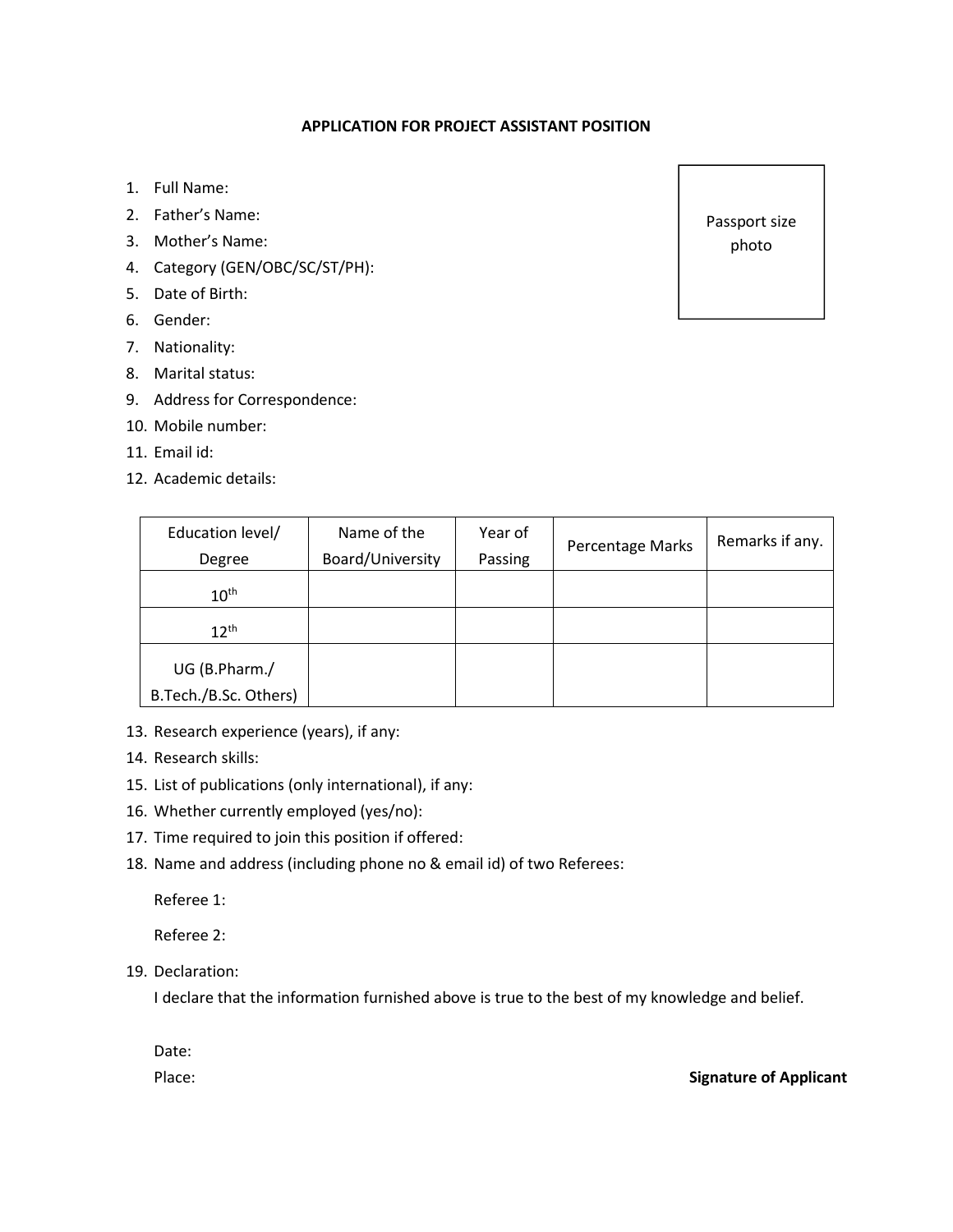**APPLICATION FOR PROJECT ASSISTANT POSITION**

Passport size photo

1. Full Name:
2. Father's Name:
3. Mother's Name:
4. Category (GEN/OBC/SC/ST/PH):
5. Date of Birth:
6. Gender:
7. Nationality:
8. Marital status:
9. Address for Correspondence:
10. Mobile number:
11. Email id:
12. Academic details:

| Education level/ Degree | Name of the Board/University | Year of Passing | Percentage Marks | Remarks if any. |
|---|---|---|---|---|
| 10th | | | | |
| 12th | | | | |
| UG (B.Pharm./ B.Tech./B.Sc. Others) | | | | |

13. Research experience (years), if any:
14. Research skills:
15. List of publications (only international), if any:
16. Whether currently employed (yes/no):
17. Time required to join this position if offered:
18. Name and address (including phone no & email id) of two Referees:

    Referee 1:

    Referee 2:

19. Declaration:

    I declare that the information furnished above is true to the best of my knowledge and belief.

    Date:

    Place:

**Signature of Applicant**